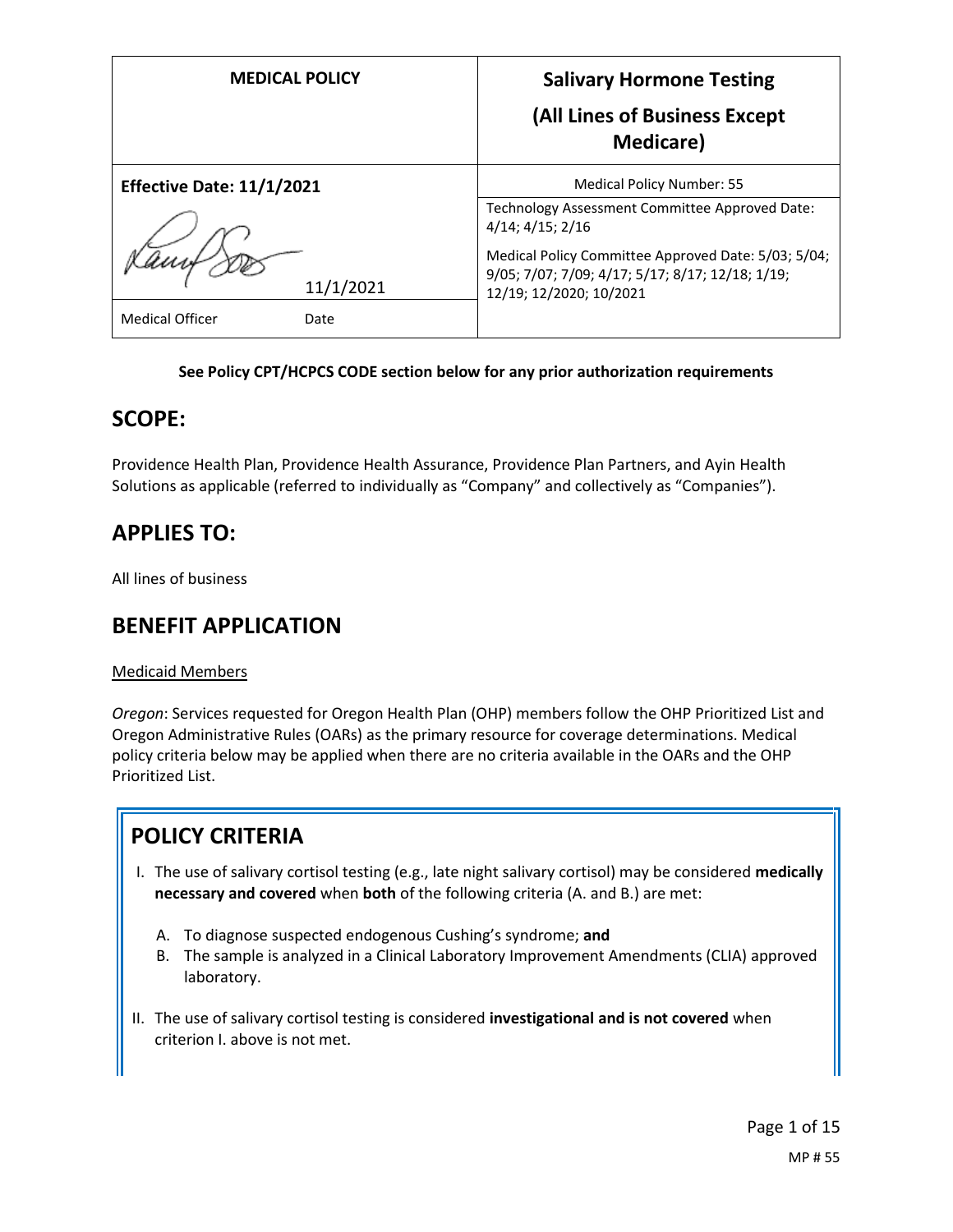| MEDICAL POLICY | Salivary Hormone Testing (All Lines of Business Except Medicare) |
| --- | --- |
| **Effective Date: 11/1/2021** | Medical Policy Number: 55 |
| 11/1/2021 | Technology Assessment Committee Approved Date: 4/14; 4/15; 2/16<br>Medical Policy Committee Approved Date: 5/03; 5/04; 9/05; 7/07; 7/09; 4/17; 5/17; 8/17; 12/18; 1/19; 12/19; 12/2020; 10/2021 |
| Medical Officer Date | |

**See Policy CPT/HCPCS CODE section below for any prior authorization requirements**

## SCOPE:

Providence Health Plan, Providence Health Assurance, Providence Plan Partners, and Ayin Health Solutions as applicable (referred to individually as "Company" and collectively as "Companies").

## APPLIES TO:

All lines of business

## BENEFIT APPLICATION

Medicaid Members

*Oregon*: Services requested for Oregon Health Plan (OHP) members follow the OHP Prioritized List and Oregon Administrative Rules (OARs) as the primary resource for coverage determinations. Medical policy criteria below may be applied when there are no criteria available in the OARs and the OHP Prioritized List.

## POLICY CRITERIA

I. The use of salivary cortisol testing (e.g., late night salivary cortisol) may be considered **medically necessary and covered** when **both** of the following criteria (A. and B.) are met:

   A. To diagnose suspected endogenous Cushing's syndrome; **and**
   B. The sample is analyzed in a Clinical Laboratory Improvement Amendments (CLIA) approved laboratory.

II. The use of salivary cortisol testing is considered **investigational and is not covered** when criterion I. above is not met.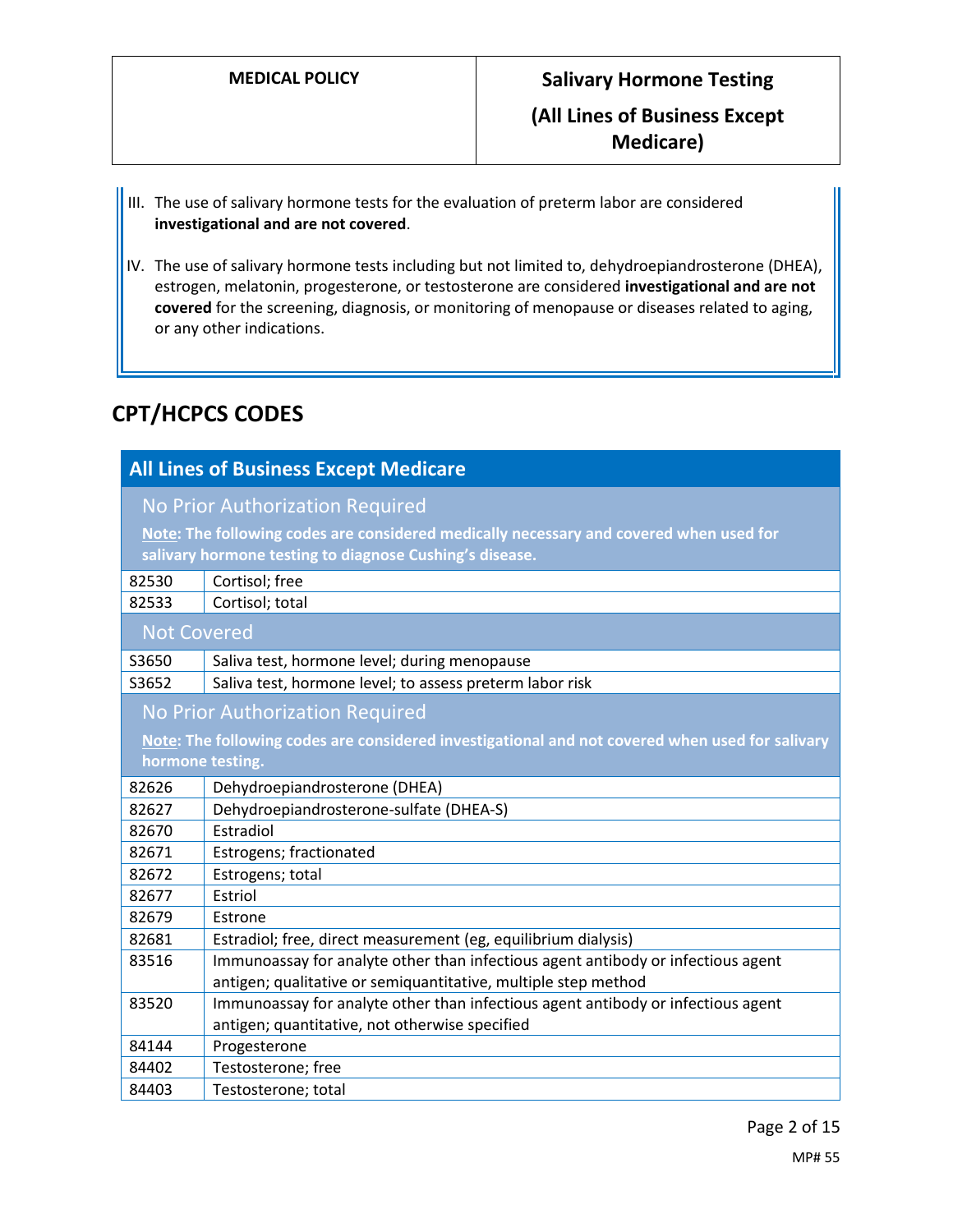III. The use of salivary hormone tests for the evaluation of preterm labor are considered **investigational and are not covered**.

IV. The use of salivary hormone tests including but not limited to, dehydroepiandrosterone (DHEA), estrogen, melatonin, progesterone, or testosterone are considered **investigational and are not covered** for the screening, diagnosis, or monitoring of menopause or diseases related to aging, or any other indications.

## CPT/HCPCS CODES

| All Lines of Business Except Medicare | |
|---|---|
| **No Prior Authorization Required**<br>**Note: The following codes are considered medically necessary and covered when used for salivary hormone testing to diagnose Cushing's disease.** | |
| 82530 | Cortisol; free |
| 82533 | Cortisol; total |
| **Not Covered** | |
| S3650 | Saliva test, hormone level; during menopause |
| S3652 | Saliva test, hormone level; to assess preterm labor risk |
| **No Prior Authorization Required**<br>**Note: The following codes are considered investigational and not covered when used for salivary hormone testing.** | |
| 82626 | Dehydroepiandrosterone (DHEA) |
| 82627 | Dehydroepiandrosterone-sulfate (DHEA-S) |
| 82670 | Estradiol |
| 82671 | Estrogens; fractionated |
| 82672 | Estrogens; total |
| 82677 | Estriol |
| 82679 | Estrone |
| 82681 | Estradiol; free, direct measurement (eg, equilibrium dialysis) |
| 83516 | Immunoassay for analyte other than infectious agent antibody or infectious agent antigen; qualitative or semiquantitative, multiple step method |
| 83520 | Immunoassay for analyte other than infectious agent antibody or infectious agent antigen; quantitative, not otherwise specified |
| 84144 | Progesterone |
| 84402 | Testosterone; free |
| 84403 | Testosterone; total |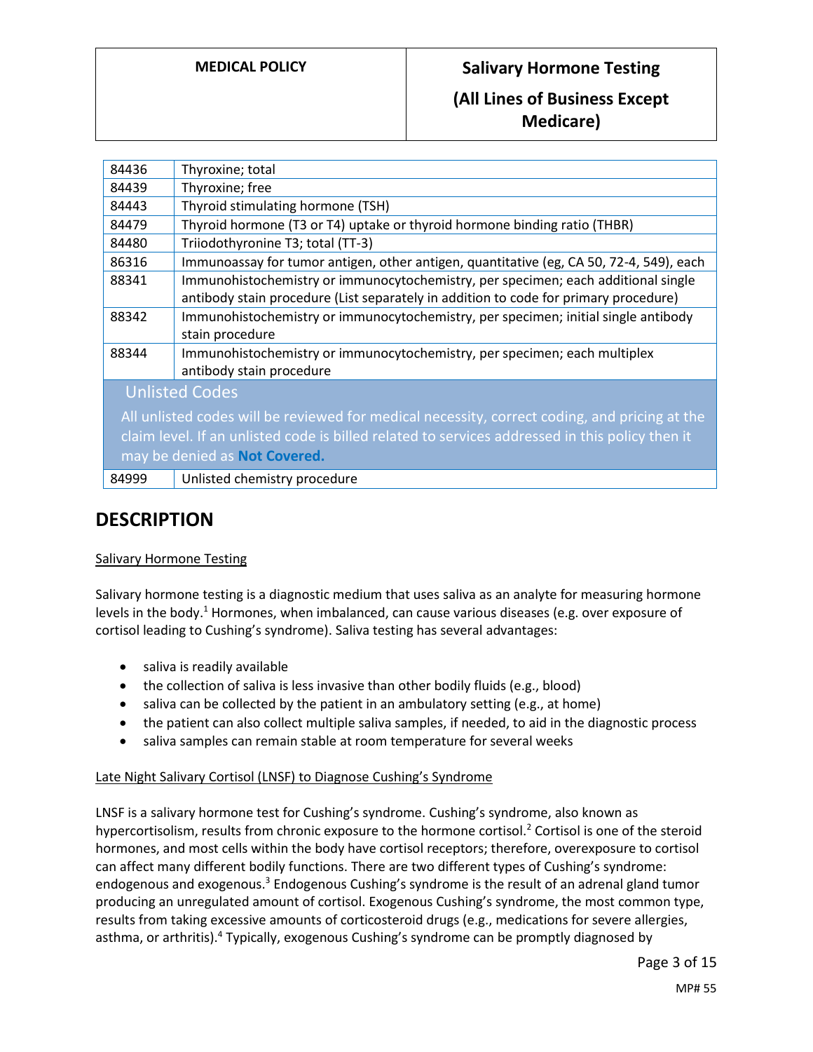| | |
|---|---|
| 84436 | Thyroxine; total |
| 84439 | Thyroxine; free |
| 84443 | Thyroid stimulating hormone (TSH) |
| 84479 | Thyroid hormone (T3 or T4) uptake or thyroid hormone binding ratio (THBR) |
| 84480 | Triiodothyronine T3; total (TT-3) |
| 86316 | Immunoassay for tumor antigen, other antigen, quantitative (eg, CA 50, 72-4, 549), each |
| 88341 | Immunohistochemistry or immunocytochemistry, per specimen; each additional single antibody stain procedure (List separately in addition to code for primary procedure) |
| 88342 | Immunohistochemistry or immunocytochemistry, per specimen; initial single antibody stain procedure |
| 88344 | Immunohistochemistry or immunocytochemistry, per specimen; each multiplex antibody stain procedure |
| **Unlisted Codes** | |
| All unlisted codes will be reviewed for medical necessity, correct coding, and pricing at the claim level. If an unlisted code is billed related to services addressed in this policy then it may be denied as **Not Covered.** | |
| 84999 | Unlisted chemistry procedure |

## DESCRIPTION

Salivary Hormone Testing

Salivary hormone testing is a diagnostic medium that uses saliva as an analyte for measuring hormone levels in the body.[1] Hormones, when imbalanced, can cause various diseases (e.g. over exposure of cortisol leading to Cushing's syndrome). Saliva testing has several advantages:

- saliva is readily available
- the collection of saliva is less invasive than other bodily fluids (e.g., blood)
- saliva can be collected by the patient in an ambulatory setting (e.g., at home)
- the patient can also collect multiple saliva samples, if needed, to aid in the diagnostic process
- saliva samples can remain stable at room temperature for several weeks

Late Night Salivary Cortisol (LNSF) to Diagnose Cushing's Syndrome

LNSF is a salivary hormone test for Cushing's syndrome. Cushing's syndrome, also known as hypercortisolism, results from chronic exposure to the hormone cortisol.[2] Cortisol is one of the steroid hormones, and most cells within the body have cortisol receptors; therefore, overexposure to cortisol can affect many different bodily functions. There are two different types of Cushing's syndrome: endogenous and exogenous.[3] Endogenous Cushing's syndrome is the result of an adrenal gland tumor producing an unregulated amount of cortisol. Exogenous Cushing's syndrome, the most common type, results from taking excessive amounts of corticosteroid drugs (e.g., medications for severe allergies, asthma, or arthritis).[4] Typically, exogenous Cushing's syndrome can be promptly diagnosed by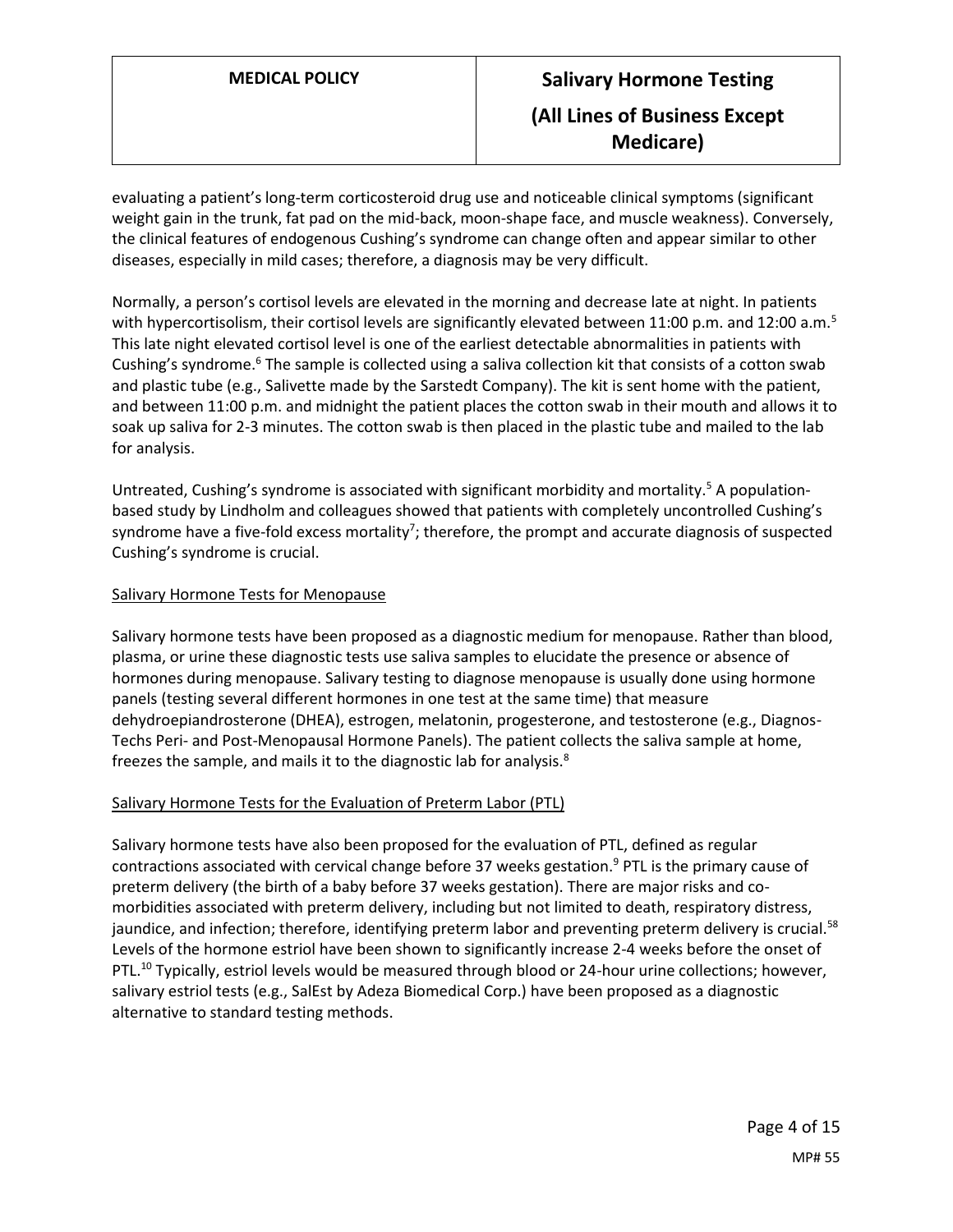evaluating a patient's long-term corticosteroid drug use and noticeable clinical symptoms (significant weight gain in the trunk, fat pad on the mid-back, moon-shape face, and muscle weakness). Conversely, the clinical features of endogenous Cushing's syndrome can change often and appear similar to other diseases, especially in mild cases; therefore, a diagnosis may be very difficult.

Normally, a person's cortisol levels are elevated in the morning and decrease late at night. In patients with hypercortisolism, their cortisol levels are significantly elevated between 11:00 p.m. and 12:00 a.m.[5] This late night elevated cortisol level is one of the earliest detectable abnormalities in patients with Cushing's syndrome.[6] The sample is collected using a saliva collection kit that consists of a cotton swab and plastic tube (e.g., Salivette made by the Sarstedt Company). The kit is sent home with the patient, and between 11:00 p.m. and midnight the patient places the cotton swab in their mouth and allows it to soak up saliva for 2-3 minutes. The cotton swab is then placed in the plastic tube and mailed to the lab for analysis.

Untreated, Cushing's syndrome is associated with significant morbidity and mortality.[5] A population-based study by Lindholm and colleagues showed that patients with completely uncontrolled Cushing's syndrome have a five-fold excess mortality[7]; therefore, the prompt and accurate diagnosis of suspected Cushing's syndrome is crucial.

<u>Salivary Hormone Tests for Menopause</u>

Salivary hormone tests have been proposed as a diagnostic medium for menopause. Rather than blood, plasma, or urine these diagnostic tests use saliva samples to elucidate the presence or absence of hormones during menopause. Salivary testing to diagnose menopause is usually done using hormone panels (testing several different hormones in one test at the same time) that measure dehydroepiandrosterone (DHEA), estrogen, melatonin, progesterone, and testosterone (e.g., Diagnos-Techs Peri- and Post-Menopausal Hormone Panels). The patient collects the saliva sample at home, freezes the sample, and mails it to the diagnostic lab for analysis.[8]

<u>Salivary Hormone Tests for the Evaluation of Preterm Labor (PTL)</u>

Salivary hormone tests have also been proposed for the evaluation of PTL, defined as regular contractions associated with cervical change before 37 weeks gestation.[9] PTL is the primary cause of preterm delivery (the birth of a baby before 37 weeks gestation). There are major risks and co-morbidities associated with preterm delivery, including but not limited to death, respiratory distress, jaundice, and infection; therefore, identifying preterm labor and preventing preterm delivery is crucial.[58] Levels of the hormone estriol have been shown to significantly increase 2-4 weeks before the onset of PTL.[10] Typically, estriol levels would be measured through blood or 24-hour urine collections; however, salivary estriol tests (e.g., SalEst by Adeza Biomedical Corp.) have been proposed as a diagnostic alternative to standard testing methods.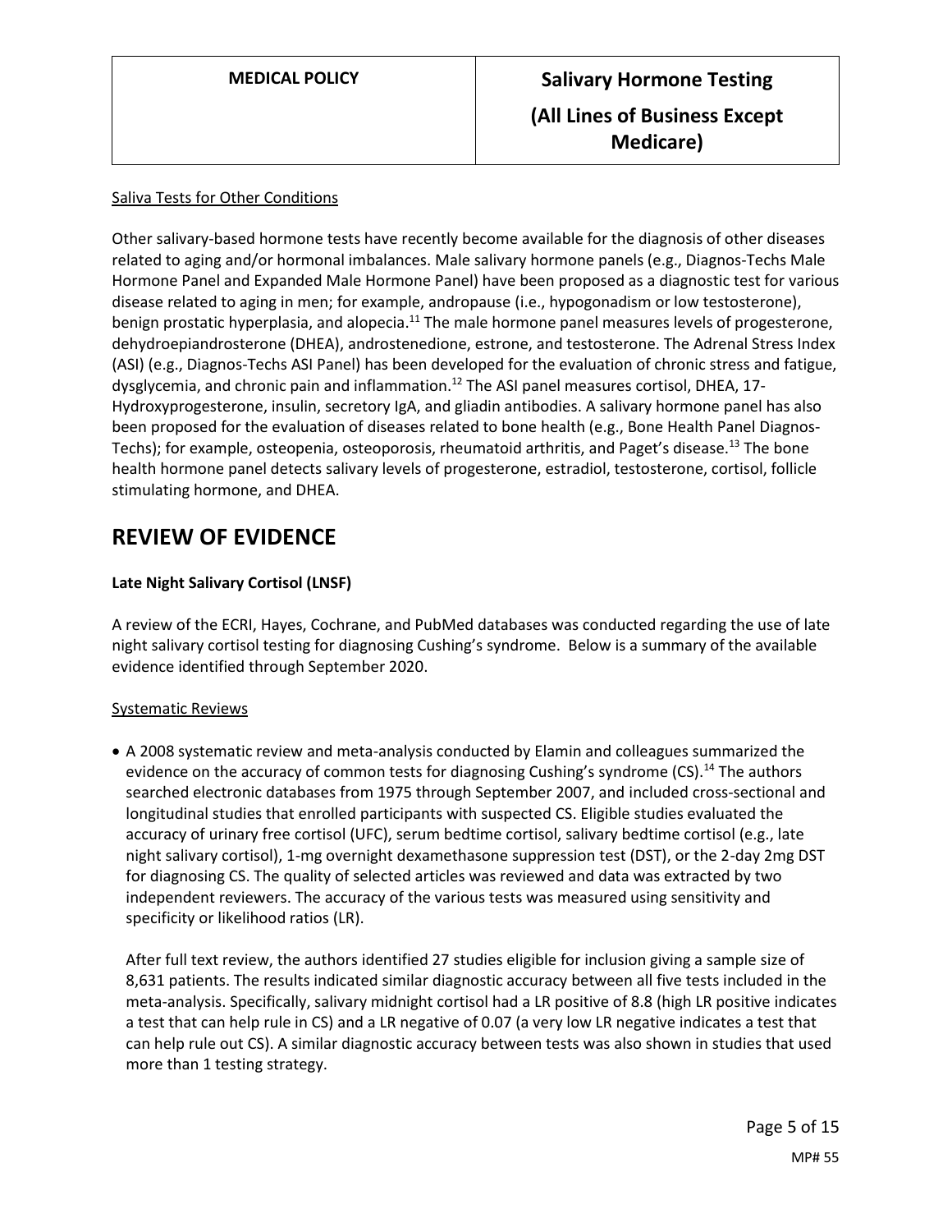Saliva Tests for Other Conditions

Other salivary-based hormone tests have recently become available for the diagnosis of other diseases related to aging and/or hormonal imbalances. Male salivary hormone panels (e.g., Diagnos-Techs Male Hormone Panel and Expanded Male Hormone Panel) have been proposed as a diagnostic test for various disease related to aging in men; for example, andropause (i.e., hypogonadism or low testosterone), benign prostatic hyperplasia, and alopecia.[11] The male hormone panel measures levels of progesterone, dehydroepiandrosterone (DHEA), androstenedione, estrone, and testosterone. The Adrenal Stress Index (ASI) (e.g., Diagnos-Techs ASI Panel) has been developed for the evaluation of chronic stress and fatigue, dysglycemia, and chronic pain and inflammation.[12] The ASI panel measures cortisol, DHEA, 17-Hydroxyprogesterone, insulin, secretory IgA, and gliadin antibodies. A salivary hormone panel has also been proposed for the evaluation of diseases related to bone health (e.g., Bone Health Panel Diagnos-Techs); for example, osteopenia, osteoporosis, rheumatoid arthritis, and Paget's disease.[13] The bone health hormone panel detects salivary levels of progesterone, estradiol, testosterone, cortisol, follicle stimulating hormone, and DHEA.

## REVIEW OF EVIDENCE

**Late Night Salivary Cortisol (LNSF)**

A review of the ECRI, Hayes, Cochrane, and PubMed databases was conducted regarding the use of late night salivary cortisol testing for diagnosing Cushing's syndrome. Below is a summary of the available evidence identified through September 2020.

Systematic Reviews

- A 2008 systematic review and meta-analysis conducted by Elamin and colleagues summarized the evidence on the accuracy of common tests for diagnosing Cushing's syndrome (CS).[14] The authors searched electronic databases from 1975 through September 2007, and included cross-sectional and longitudinal studies that enrolled participants with suspected CS. Eligible studies evaluated the accuracy of urinary free cortisol (UFC), serum bedtime cortisol, salivary bedtime cortisol (e.g., late night salivary cortisol), 1-mg overnight dexamethasone suppression test (DST), or the 2-day 2mg DST for diagnosing CS. The quality of selected articles was reviewed and data was extracted by two independent reviewers. The accuracy of the various tests was measured using sensitivity and specificity or likelihood ratios (LR).

  After full text review, the authors identified 27 studies eligible for inclusion giving a sample size of 8,631 patients. The results indicated similar diagnostic accuracy between all five tests included in the meta-analysis. Specifically, salivary midnight cortisol had a LR positive of 8.8 (high LR positive indicates a test that can help rule in CS) and a LR negative of 0.07 (a very low LR negative indicates a test that can help rule out CS). A similar diagnostic accuracy between tests was also shown in studies that used more than 1 testing strategy.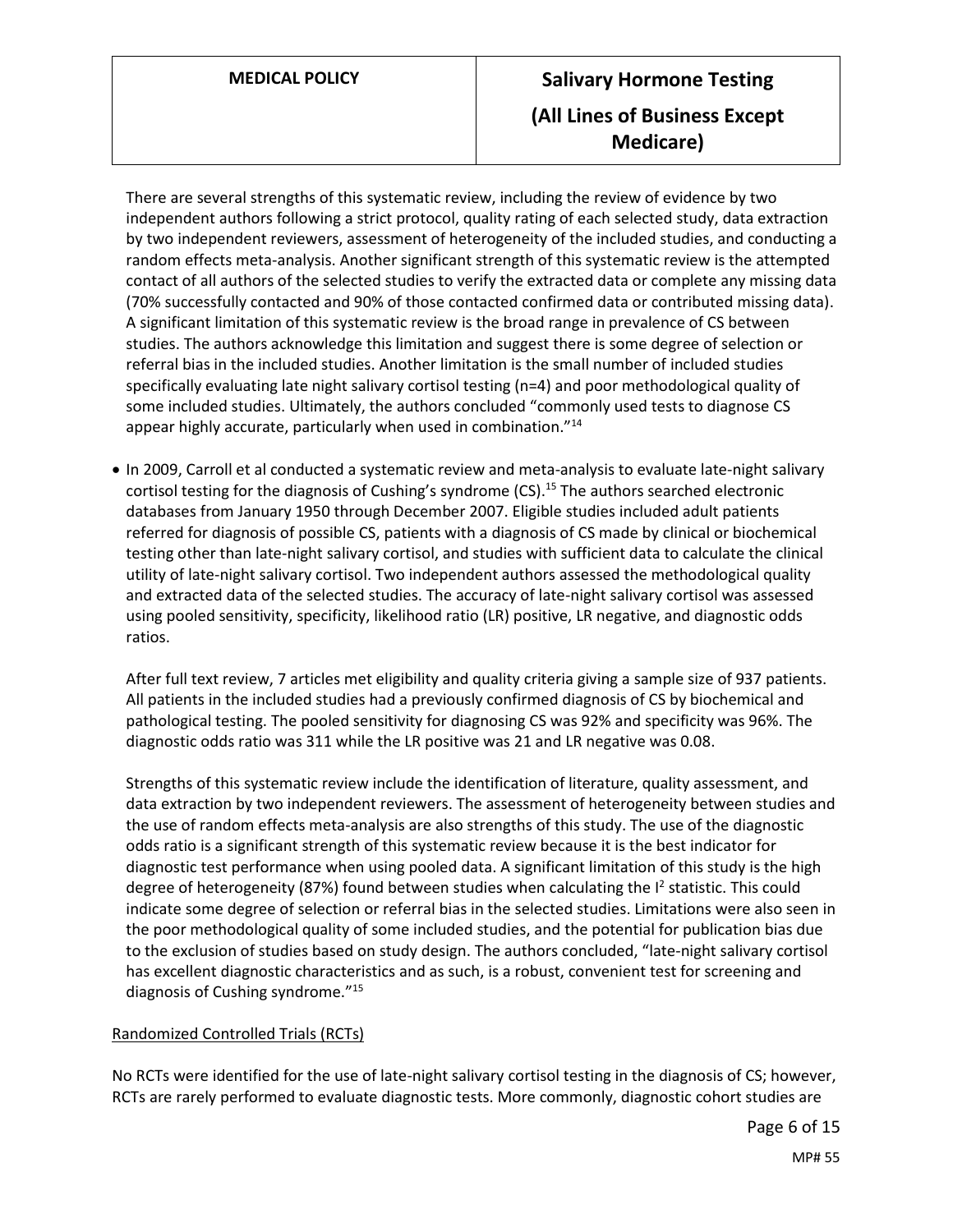There are several strengths of this systematic review, including the review of evidence by two independent authors following a strict protocol, quality rating of each selected study, data extraction by two independent reviewers, assessment of heterogeneity of the included studies, and conducting a random effects meta-analysis. Another significant strength of this systematic review is the attempted contact of all authors of the selected studies to verify the extracted data or complete any missing data (70% successfully contacted and 90% of those contacted confirmed data or contributed missing data). A significant limitation of this systematic review is the broad range in prevalence of CS between studies. The authors acknowledge this limitation and suggest there is some degree of selection or referral bias in the included studies. Another limitation is the small number of included studies specifically evaluating late night salivary cortisol testing (n=4) and poor methodological quality of some included studies. Ultimately, the authors concluded "commonly used tests to diagnose CS appear highly accurate, particularly when used in combination."[14]

- In 2009, Carroll et al conducted a systematic review and meta-analysis to evaluate late-night salivary cortisol testing for the diagnosis of Cushing's syndrome (CS).[15] The authors searched electronic databases from January 1950 through December 2007. Eligible studies included adult patients referred for diagnosis of possible CS, patients with a diagnosis of CS made by clinical or biochemical testing other than late-night salivary cortisol, and studies with sufficient data to calculate the clinical utility of late-night salivary cortisol. Two independent authors assessed the methodological quality and extracted data of the selected studies. The accuracy of late-night salivary cortisol was assessed using pooled sensitivity, specificity, likelihood ratio (LR) positive, LR negative, and diagnostic odds ratios.

  After full text review, 7 articles met eligibility and quality criteria giving a sample size of 937 patients. All patients in the included studies had a previously confirmed diagnosis of CS by biochemical and pathological testing. The pooled sensitivity for diagnosing CS was 92% and specificity was 96%. The diagnostic odds ratio was 311 while the LR positive was 21 and LR negative was 0.08.

  Strengths of this systematic review include the identification of literature, quality assessment, and data extraction by two independent reviewers. The assessment of heterogeneity between studies and the use of random effects meta-analysis are also strengths of this study. The use of the diagnostic odds ratio is a significant strength of this systematic review because it is the best indicator for diagnostic test performance when using pooled data. A significant limitation of this study is the high degree of heterogeneity (87%) found between studies when calculating the $I^2$ statistic. This could indicate some degree of selection or referral bias in the selected studies. Limitations were also seen in the poor methodological quality of some included studies, and the potential for publication bias due to the exclusion of studies based on study design. The authors concluded, "late-night salivary cortisol has excellent diagnostic characteristics and as such, is a robust, convenient test for screening and diagnosis of Cushing syndrome."[15]

Randomized Controlled Trials (RCTs)

No RCTs were identified for the use of late-night salivary cortisol testing in the diagnosis of CS; however, RCTs are rarely performed to evaluate diagnostic tests. More commonly, diagnostic cohort studies are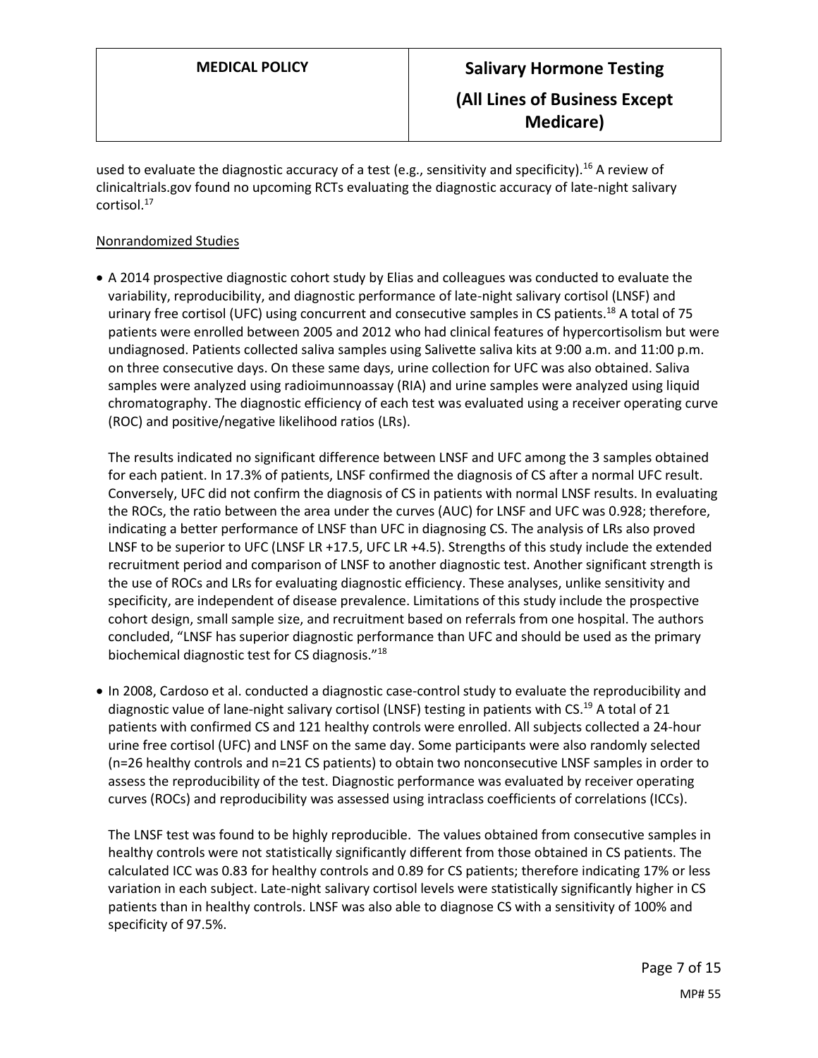used to evaluate the diagnostic accuracy of a test (e.g., sensitivity and specificity).[16] A review of clinicaltrials.gov found no upcoming RCTs evaluating the diagnostic accuracy of late-night salivary cortisol.[17]

Nonrandomized Studies

- A 2014 prospective diagnostic cohort study by Elias and colleagues was conducted to evaluate the variability, reproducibility, and diagnostic performance of late-night salivary cortisol (LNSF) and urinary free cortisol (UFC) using concurrent and consecutive samples in CS patients.[18] A total of 75 patients were enrolled between 2005 and 2012 who had clinical features of hypercortisolism but were undiagnosed. Patients collected saliva samples using Salivette saliva kits at 9:00 a.m. and 11:00 p.m. on three consecutive days. On these same days, urine collection for UFC was also obtained. Saliva samples were analyzed using radioimunnoassay (RIA) and urine samples were analyzed using liquid chromatography. The diagnostic efficiency of each test was evaluated using a receiver operating curve (ROC) and positive/negative likelihood ratios (LRs).

  The results indicated no significant difference between LNSF and UFC among the 3 samples obtained for each patient. In 17.3% of patients, LNSF confirmed the diagnosis of CS after a normal UFC result. Conversely, UFC did not confirm the diagnosis of CS in patients with normal LNSF results. In evaluating the ROCs, the ratio between the area under the curves (AUC) for LNSF and UFC was 0.928; therefore, indicating a better performance of LNSF than UFC in diagnosing CS. The analysis of LRs also proved LNSF to be superior to UFC (LNSF LR +17.5, UFC LR +4.5). Strengths of this study include the extended recruitment period and comparison of LNSF to another diagnostic test. Another significant strength is the use of ROCs and LRs for evaluating diagnostic efficiency. These analyses, unlike sensitivity and specificity, are independent of disease prevalence. Limitations of this study include the prospective cohort design, small sample size, and recruitment based on referrals from one hospital. The authors concluded, "LNSF has superior diagnostic performance than UFC and should be used as the primary biochemical diagnostic test for CS diagnosis."[18]

- In 2008, Cardoso et al. conducted a diagnostic case-control study to evaluate the reproducibility and diagnostic value of lane-night salivary cortisol (LNSF) testing in patients with CS.[19] A total of 21 patients with confirmed CS and 121 healthy controls were enrolled. All subjects collected a 24-hour urine free cortisol (UFC) and LNSF on the same day. Some participants were also randomly selected (n=26 healthy controls and n=21 CS patients) to obtain two nonconsecutive LNSF samples in order to assess the reproducibility of the test. Diagnostic performance was evaluated by receiver operating curves (ROCs) and reproducibility was assessed using intraclass coefficients of correlations (ICCs).

  The LNSF test was found to be highly reproducible. The values obtained from consecutive samples in healthy controls were not statistically significantly different from those obtained in CS patients. The calculated ICC was 0.83 for healthy controls and 0.89 for CS patients; therefore indicating 17% or less variation in each subject. Late-night salivary cortisol levels were statistically significantly higher in CS patients than in healthy controls. LNSF was also able to diagnose CS with a sensitivity of 100% and specificity of 97.5%.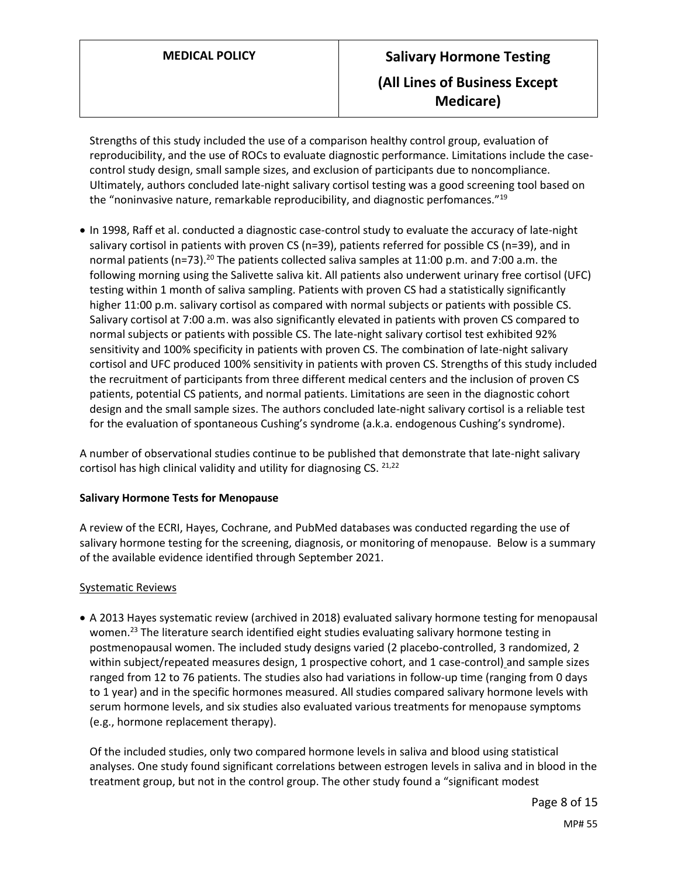Strengths of this study included the use of a comparison healthy control group, evaluation of reproducibility, and the use of ROCs to evaluate diagnostic performance. Limitations include the case-control study design, small sample sizes, and exclusion of participants due to noncompliance. Ultimately, authors concluded late-night salivary cortisol testing was a good screening tool based on the "noninvasive nature, remarkable reproducibility, and diagnostic perfomances."[19]

- In 1998, Raff et al. conducted a diagnostic case-control study to evaluate the accuracy of late-night salivary cortisol in patients with proven CS (n=39), patients referred for possible CS (n=39), and in normal patients (n=73).[20] The patients collected saliva samples at 11:00 p.m. and 7:00 a.m. the following morning using the Salivette saliva kit. All patients also underwent urinary free cortisol (UFC) testing within 1 month of saliva sampling. Patients with proven CS had a statistically significantly higher 11:00 p.m. salivary cortisol as compared with normal subjects or patients with possible CS. Salivary cortisol at 7:00 a.m. was also significantly elevated in patients with proven CS compared to normal subjects or patients with possible CS. The late-night salivary cortisol test exhibited 92% sensitivity and 100% specificity in patients with proven CS. The combination of late-night salivary cortisol and UFC produced 100% sensitivity in patients with proven CS. Strengths of this study included the recruitment of participants from three different medical centers and the inclusion of proven CS patients, potential CS patients, and normal patients. Limitations are seen in the diagnostic cohort design and the small sample sizes. The authors concluded late-night salivary cortisol is a reliable test for the evaluation of spontaneous Cushing's syndrome (a.k.a. endogenous Cushing's syndrome).

A number of observational studies continue to be published that demonstrate that late-night salivary cortisol has high clinical validity and utility for diagnosing CS. [21,22]

**Salivary Hormone Tests for Menopause**

A review of the ECRI, Hayes, Cochrane, and PubMed databases was conducted regarding the use of salivary hormone testing for the screening, diagnosis, or monitoring of menopause. Below is a summary of the available evidence identified through September 2021.

Systematic Reviews

- A 2013 Hayes systematic review (archived in 2018) evaluated salivary hormone testing for menopausal women.[23] The literature search identified eight studies evaluating salivary hormone testing in postmenopausal women. The included study designs varied (2 placebo-controlled, 3 randomized, 2 within subject/repeated measures design, 1 prospective cohort, and 1 case-control) and sample sizes ranged from 12 to 76 patients. The studies also had variations in follow-up time (ranging from 0 days to 1 year) and in the specific hormones measured. All studies compared salivary hormone levels with serum hormone levels, and six studies also evaluated various treatments for menopause symptoms (e.g., hormone replacement therapy).

  Of the included studies, only two compared hormone levels in saliva and blood using statistical analyses. One study found significant correlations between estrogen levels in saliva and in blood in the treatment group, but not in the control group. The other study found a "significant modest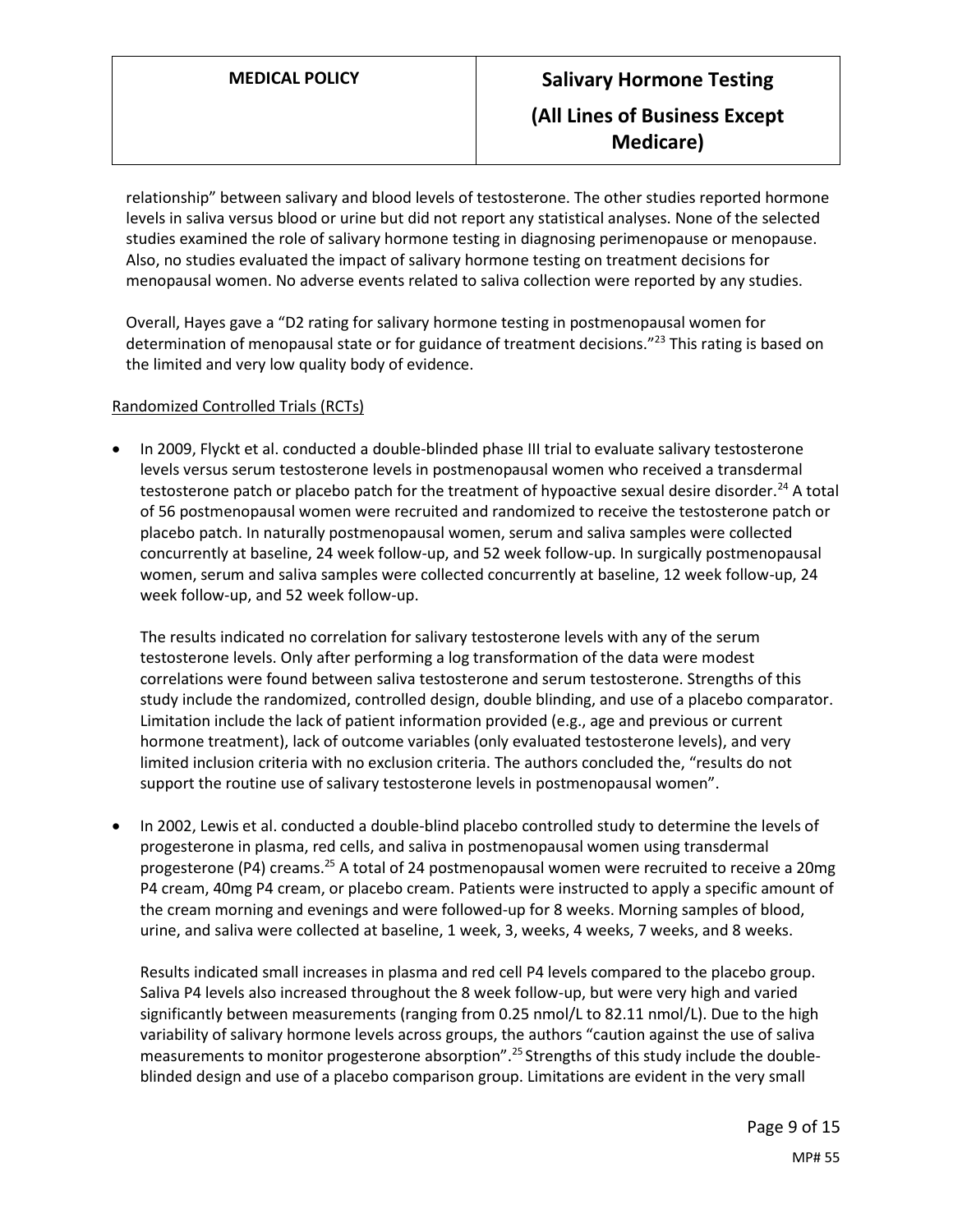relationship" between salivary and blood levels of testosterone. The other studies reported hormone levels in saliva versus blood or urine but did not report any statistical analyses. None of the selected studies examined the role of salivary hormone testing in diagnosing perimenopause or menopause. Also, no studies evaluated the impact of salivary hormone testing on treatment decisions for menopausal women. No adverse events related to saliva collection were reported by any studies.

Overall, Hayes gave a "D2 rating for salivary hormone testing in postmenopausal women for determination of menopausal state or for guidance of treatment decisions."[23] This rating is based on the limited and very low quality body of evidence.

Randomized Controlled Trials (RCTs)

- In 2009, Flyckt et al. conducted a double-blinded phase III trial to evaluate salivary testosterone levels versus serum testosterone levels in postmenopausal women who received a transdermal testosterone patch or placebo patch for the treatment of hypoactive sexual desire disorder.[24] A total of 56 postmenopausal women were recruited and randomized to receive the testosterone patch or placebo patch. In naturally postmenopausal women, serum and saliva samples were collected concurrently at baseline, 24 week follow-up, and 52 week follow-up. In surgically postmenopausal women, serum and saliva samples were collected concurrently at baseline, 12 week follow-up, 24 week follow-up, and 52 week follow-up.

  The results indicated no correlation for salivary testosterone levels with any of the serum testosterone levels. Only after performing a log transformation of the data were modest correlations were found between saliva testosterone and serum testosterone. Strengths of this study include the randomized, controlled design, double blinding, and use of a placebo comparator. Limitation include the lack of patient information provided (e.g., age and previous or current hormone treatment), lack of outcome variables (only evaluated testosterone levels), and very limited inclusion criteria with no exclusion criteria. The authors concluded the, "results do not support the routine use of salivary testosterone levels in postmenopausal women".

- In 2002, Lewis et al. conducted a double-blind placebo controlled study to determine the levels of progesterone in plasma, red cells, and saliva in postmenopausal women using transdermal progesterone (P4) creams.[25] A total of 24 postmenopausal women were recruited to receive a 20mg P4 cream, 40mg P4 cream, or placebo cream. Patients were instructed to apply a specific amount of the cream morning and evenings and were followed-up for 8 weeks. Morning samples of blood, urine, and saliva were collected at baseline, 1 week, 3, weeks, 4 weeks, 7 weeks, and 8 weeks.

  Results indicated small increases in plasma and red cell P4 levels compared to the placebo group. Saliva P4 levels also increased throughout the 8 week follow-up, but were very high and varied significantly between measurements (ranging from 0.25 nmol/L to 82.11 nmol/L). Due to the high variability of salivary hormone levels across groups, the authors "caution against the use of saliva measurements to monitor progesterone absorption".[25] Strengths of this study include the double-blinded design and use of a placebo comparison group. Limitations are evident in the very small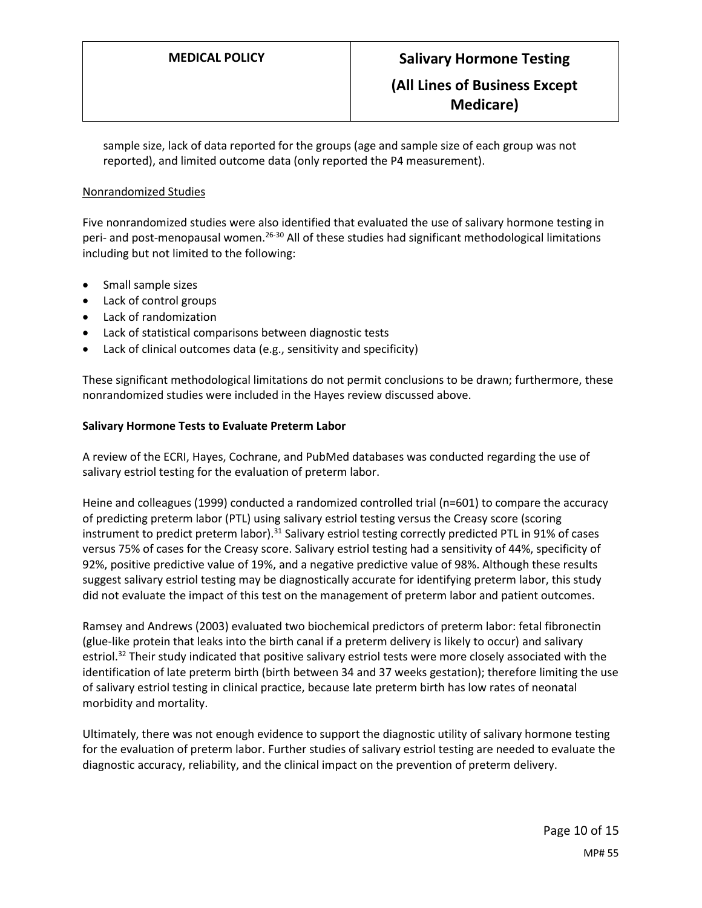sample size, lack of data reported for the groups (age and sample size of each group was not reported), and limited outcome data (only reported the P4 measurement).

Nonrandomized Studies

Five nonrandomized studies were also identified that evaluated the use of salivary hormone testing in peri- and post-menopausal women.[26-30] All of these studies had significant methodological limitations including but not limited to the following:

- Small sample sizes
- Lack of control groups
- Lack of randomization
- Lack of statistical comparisons between diagnostic tests
- Lack of clinical outcomes data (e.g., sensitivity and specificity)

These significant methodological limitations do not permit conclusions to be drawn; furthermore, these nonrandomized studies were included in the Hayes review discussed above.

**Salivary Hormone Tests to Evaluate Preterm Labor**

A review of the ECRI, Hayes, Cochrane, and PubMed databases was conducted regarding the use of salivary estriol testing for the evaluation of preterm labor.

Heine and colleagues (1999) conducted a randomized controlled trial (n=601) to compare the accuracy of predicting preterm labor (PTL) using salivary estriol testing versus the Creasy score (scoring instrument to predict preterm labor).[31] Salivary estriol testing correctly predicted PTL in 91% of cases versus 75% of cases for the Creasy score. Salivary estriol testing had a sensitivity of 44%, specificity of 92%, positive predictive value of 19%, and a negative predictive value of 98%. Although these results suggest salivary estriol testing may be diagnostically accurate for identifying preterm labor, this study did not evaluate the impact of this test on the management of preterm labor and patient outcomes.

Ramsey and Andrews (2003) evaluated two biochemical predictors of preterm labor: fetal fibronectin (glue-like protein that leaks into the birth canal if a preterm delivery is likely to occur) and salivary estriol.[32] Their study indicated that positive salivary estriol tests were more closely associated with the identification of late preterm birth (birth between 34 and 37 weeks gestation); therefore limiting the use of salivary estriol testing in clinical practice, because late preterm birth has low rates of neonatal morbidity and mortality.

Ultimately, there was not enough evidence to support the diagnostic utility of salivary hormone testing for the evaluation of preterm labor. Further studies of salivary estriol testing are needed to evaluate the diagnostic accuracy, reliability, and the clinical impact on the prevention of preterm delivery.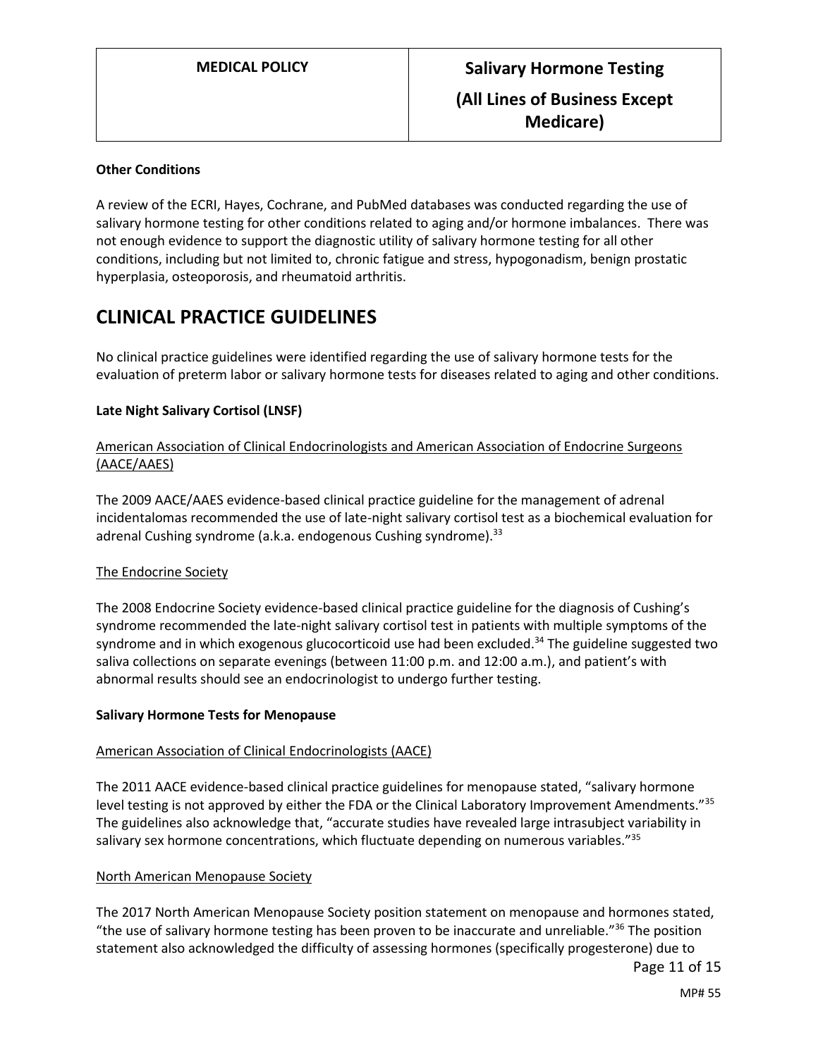**Other Conditions**

A review of the ECRI, Hayes, Cochrane, and PubMed databases was conducted regarding the use of salivary hormone testing for other conditions related to aging and/or hormone imbalances. There was not enough evidence to support the diagnostic utility of salivary hormone testing for all other conditions, including but not limited to, chronic fatigue and stress, hypogonadism, benign prostatic hyperplasia, osteoporosis, and rheumatoid arthritis.

## CLINICAL PRACTICE GUIDELINES

No clinical practice guidelines were identified regarding the use of salivary hormone tests for the evaluation of preterm labor or salivary hormone tests for diseases related to aging and other conditions.

**Late Night Salivary Cortisol (LNSF)**

American Association of Clinical Endocrinologists and American Association of Endocrine Surgeons (AACE/AAES)

The 2009 AACE/AAES evidence-based clinical practice guideline for the management of adrenal incidentalomas recommended the use of late-night salivary cortisol test as a biochemical evaluation for adrenal Cushing syndrome (a.k.a. endogenous Cushing syndrome).[33]

The Endocrine Society

The 2008 Endocrine Society evidence-based clinical practice guideline for the diagnosis of Cushing's syndrome recommended the late-night salivary cortisol test in patients with multiple symptoms of the syndrome and in which exogenous glucocorticoid use had been excluded.[34] The guideline suggested two saliva collections on separate evenings (between 11:00 p.m. and 12:00 a.m.), and patient's with abnormal results should see an endocrinologist to undergo further testing.

**Salivary Hormone Tests for Menopause**

American Association of Clinical Endocrinologists (AACE)

The 2011 AACE evidence-based clinical practice guidelines for menopause stated, "salivary hormone level testing is not approved by either the FDA or the Clinical Laboratory Improvement Amendments."[35] The guidelines also acknowledge that, "accurate studies have revealed large intrasubject variability in salivary sex hormone concentrations, which fluctuate depending on numerous variables."[35]

North American Menopause Society

The 2017 North American Menopause Society position statement on menopause and hormones stated, "the use of salivary hormone testing has been proven to be inaccurate and unreliable."[36] The position statement also acknowledged the difficulty of assessing hormones (specifically progesterone) due to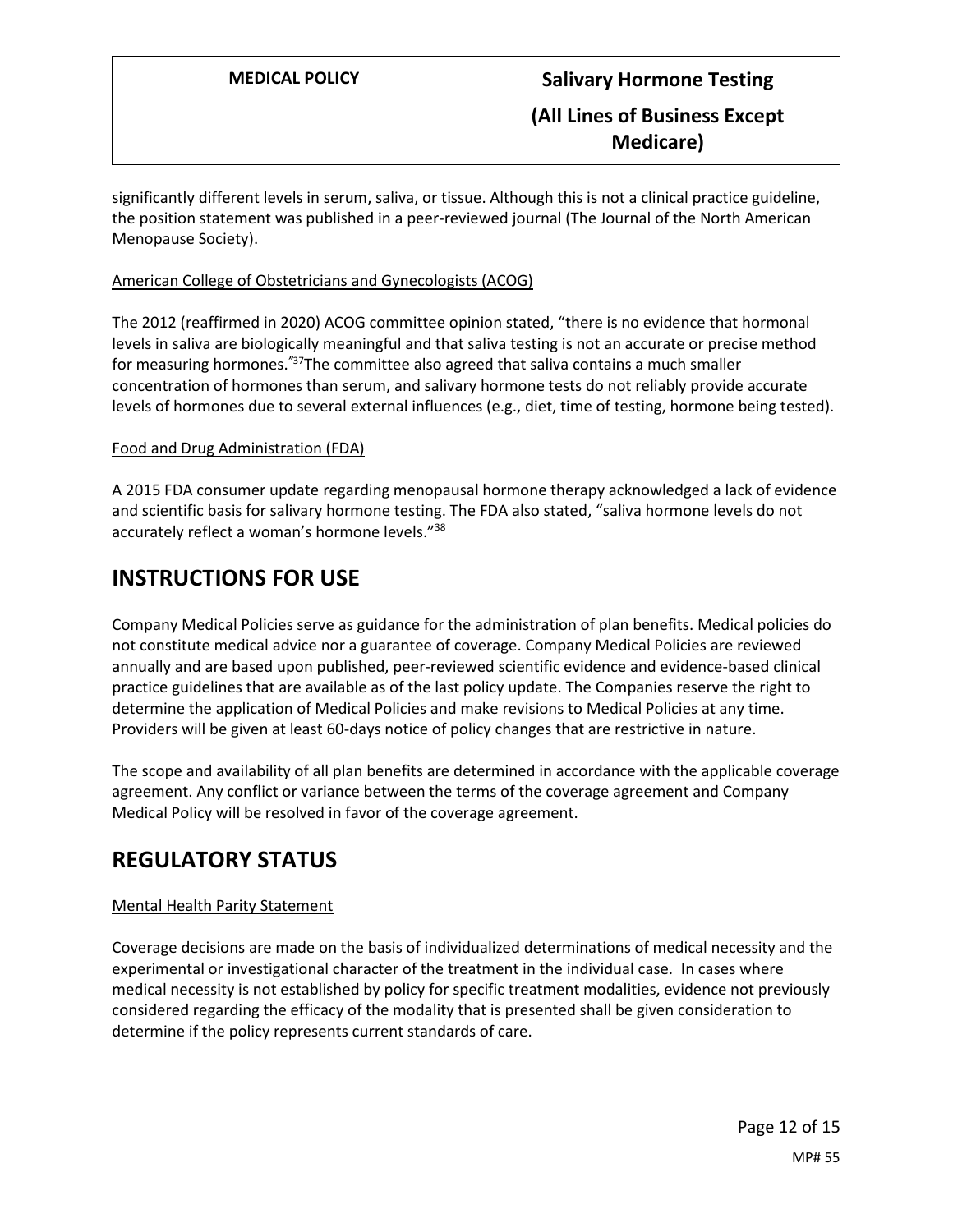significantly different levels in serum, saliva, or tissue. Although this is not a clinical practice guideline, the position statement was published in a peer-reviewed journal (The Journal of the North American Menopause Society).

American College of Obstetricians and Gynecologists (ACOG)

The 2012 (reaffirmed in 2020) ACOG committee opinion stated, "there is no evidence that hormonal levels in saliva are biologically meaningful and that saliva testing is not an accurate or precise method for measuring hormones."[37] The committee also agreed that saliva contains a much smaller concentration of hormones than serum, and salivary hormone tests do not reliably provide accurate levels of hormones due to several external influences (e.g., diet, time of testing, hormone being tested).

Food and Drug Administration (FDA)

A 2015 FDA consumer update regarding menopausal hormone therapy acknowledged a lack of evidence and scientific basis for salivary hormone testing. The FDA also stated, "saliva hormone levels do not accurately reflect a woman's hormone levels."[38]

# INSTRUCTIONS FOR USE

Company Medical Policies serve as guidance for the administration of plan benefits. Medical policies do not constitute medical advice nor a guarantee of coverage. Company Medical Policies are reviewed annually and are based upon published, peer-reviewed scientific evidence and evidence-based clinical practice guidelines that are available as of the last policy update. The Companies reserve the right to determine the application of Medical Policies and make revisions to Medical Policies at any time. Providers will be given at least 60-days notice of policy changes that are restrictive in nature.

The scope and availability of all plan benefits are determined in accordance with the applicable coverage agreement. Any conflict or variance between the terms of the coverage agreement and Company Medical Policy will be resolved in favor of the coverage agreement.

# REGULATORY STATUS

Mental Health Parity Statement

Coverage decisions are made on the basis of individualized determinations of medical necessity and the experimental or investigational character of the treatment in the individual case. In cases where medical necessity is not established by policy for specific treatment modalities, evidence not previously considered regarding the efficacy of the modality that is presented shall be given consideration to determine if the policy represents current standards of care.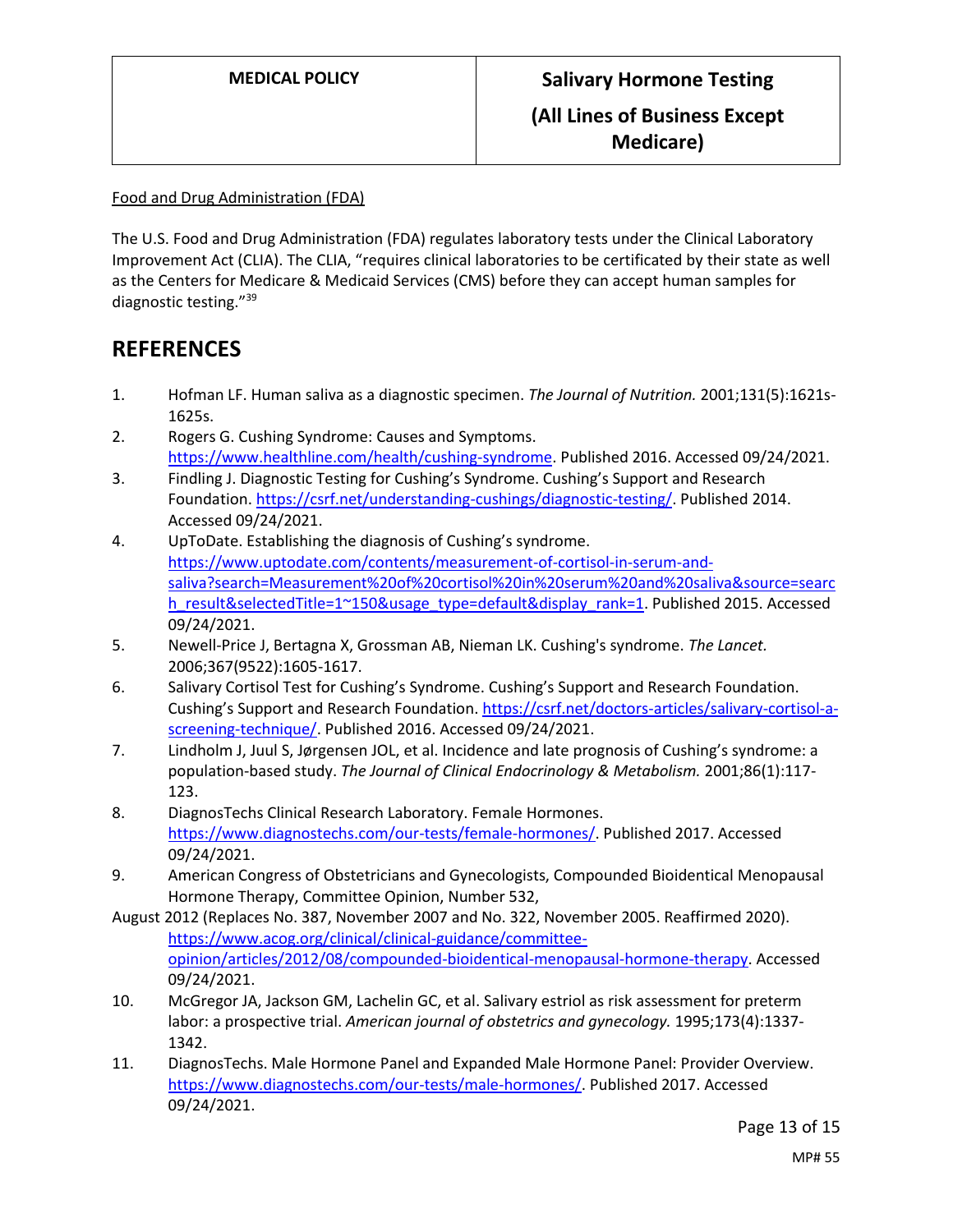Food and Drug Administration (FDA)

The U.S. Food and Drug Administration (FDA) regulates laboratory tests under the Clinical Laboratory Improvement Act (CLIA). The CLIA, "requires clinical laboratories to be certificated by their state as well as the Centers for Medicare & Medicaid Services (CMS) before they can accept human samples for diagnostic testing."[39]

## REFERENCES

1. Hofman LF. Human saliva as a diagnostic specimen. *The Journal of Nutrition.* 2001;131(5):1621s-1625s.
2. Rogers G. Cushing Syndrome: Causes and Symptoms. https://www.healthline.com/health/cushing-syndrome. Published 2016. Accessed 09/24/2021.
3. Findling J. Diagnostic Testing for Cushing's Syndrome. Cushing's Support and Research Foundation. https://csrf.net/understanding-cushings/diagnostic-testing/. Published 2014. Accessed 09/24/2021.
4. UpToDate. Establishing the diagnosis of Cushing's syndrome. https://www.uptodate.com/contents/measurement-of-cortisol-in-serum-and-saliva?search=Measurement%20of%20cortisol%20in%20serum%20and%20saliva&source=search_result&selectedTitle=1~150&usage_type=default&display_rank=1. Published 2015. Accessed 09/24/2021.
5. Newell-Price J, Bertagna X, Grossman AB, Nieman LK. Cushing's syndrome. *The Lancet.* 2006;367(9522):1605-1617.
6. Salivary Cortisol Test for Cushing's Syndrome. Cushing's Support and Research Foundation. Cushing's Support and Research Foundation. https://csrf.net/doctors-articles/salivary-cortisol-a-screening-technique/. Published 2016. Accessed 09/24/2021.
7. Lindholm J, Juul S, Jørgensen JOL, et al. Incidence and late prognosis of Cushing's syndrome: a population-based study. *The Journal of Clinical Endocrinology & Metabolism.* 2001;86(1):117-123.
8. DiagnosTechs Clinical Research Laboratory. Female Hormones. https://www.diagnostechs.com/our-tests/female-hormones/. Published 2017. Accessed 09/24/2021.
9. American Congress of Obstetricians and Gynecologists, Compounded Bioidentical Menopausal Hormone Therapy, Committee Opinion, Number 532,

August 2012 (Replaces No. 387, November 2007 and No. 322, November 2005. Reaffirmed 2020). https://www.acog.org/clinical/clinical-guidance/committee-opinion/articles/2012/08/compounded-bioidentical-menopausal-hormone-therapy. Accessed 09/24/2021.

10. McGregor JA, Jackson GM, Lachelin GC, et al. Salivary estriol as risk assessment for preterm labor: a prospective trial. *American journal of obstetrics and gynecology.* 1995;173(4):1337-1342.
11. DiagnosTechs. Male Hormone Panel and Expanded Male Hormone Panel: Provider Overview. https://www.diagnostechs.com/our-tests/male-hormones/. Published 2017. Accessed 09/24/2021.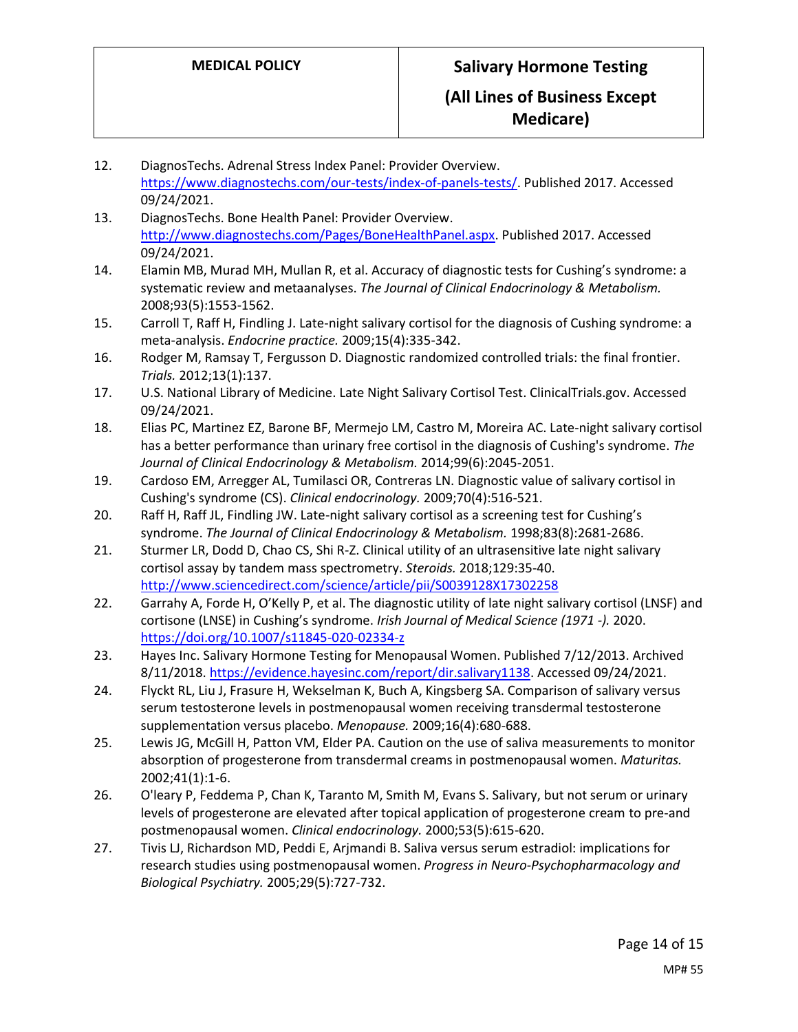12. DiagnosTechs. Adrenal Stress Index Panel: Provider Overview. https://www.diagnostechs.com/our-tests/index-of-panels-tests/. Published 2017. Accessed 09/24/2021.
13. DiagnosTechs. Bone Health Panel: Provider Overview. http://www.diagnostechs.com/Pages/BoneHealthPanel.aspx. Published 2017. Accessed 09/24/2021.
14. Elamin MB, Murad MH, Mullan R, et al. Accuracy of diagnostic tests for Cushing's syndrome: a systematic review and metaanalyses. *The Journal of Clinical Endocrinology & Metabolism.* 2008;93(5):1553-1562.
15. Carroll T, Raff H, Findling J. Late-night salivary cortisol for the diagnosis of Cushing syndrome: a meta-analysis. *Endocrine practice.* 2009;15(4):335-342.
16. Rodger M, Ramsay T, Fergusson D. Diagnostic randomized controlled trials: the final frontier. *Trials.* 2012;13(1):137.
17. U.S. National Library of Medicine. Late Night Salivary Cortisol Test. ClinicalTrials.gov. Accessed 09/24/2021.
18. Elias PC, Martinez EZ, Barone BF, Mermejo LM, Castro M, Moreira AC. Late-night salivary cortisol has a better performance than urinary free cortisol in the diagnosis of Cushing's syndrome. *The Journal of Clinical Endocrinology & Metabolism.* 2014;99(6):2045-2051.
19. Cardoso EM, Arregger AL, Tumilasci OR, Contreras LN. Diagnostic value of salivary cortisol in Cushing's syndrome (CS). *Clinical endocrinology.* 2009;70(4):516-521.
20. Raff H, Raff JL, Findling JW. Late-night salivary cortisol as a screening test for Cushing's syndrome. *The Journal of Clinical Endocrinology & Metabolism.* 1998;83(8):2681-2686.
21. Sturmer LR, Dodd D, Chao CS, Shi R-Z. Clinical utility of an ultrasensitive late night salivary cortisol assay by tandem mass spectrometry. *Steroids.* 2018;129:35-40. http://www.sciencedirect.com/science/article/pii/S0039128X17302258
22. Garrahy A, Forde H, O'Kelly P, et al. The diagnostic utility of late night salivary cortisol (LNSF) and cortisone (LNSE) in Cushing's syndrome. *Irish Journal of Medical Science (1971 -).* 2020. https://doi.org/10.1007/s11845-020-02334-z
23. Hayes Inc. Salivary Hormone Testing for Menopausal Women. Published 7/12/2013. Archived 8/11/2018. https://evidence.hayesinc.com/report/dir.salivary1138. Accessed 09/24/2021.
24. Flyckt RL, Liu J, Frasure H, Wekselman K, Buch A, Kingsberg SA. Comparison of salivary versus serum testosterone levels in postmenopausal women receiving transdermal testosterone supplementation versus placebo. *Menopause.* 2009;16(4):680-688.
25. Lewis JG, McGill H, Patton VM, Elder PA. Caution on the use of saliva measurements to monitor absorption of progesterone from transdermal creams in postmenopausal women. *Maturitas.* 2002;41(1):1-6.
26. O'leary P, Feddema P, Chan K, Taranto M, Smith M, Evans S. Salivary, but not serum or urinary levels of progesterone are elevated after topical application of progesterone cream to pre-and postmenopausal women. *Clinical endocrinology.* 2000;53(5):615-620.
27. Tivis LJ, Richardson MD, Peddi E, Arjmandi B. Saliva versus serum estradiol: implications for research studies using postmenopausal women. *Progress in Neuro-Psychopharmacology and Biological Psychiatry.* 2005;29(5):727-732.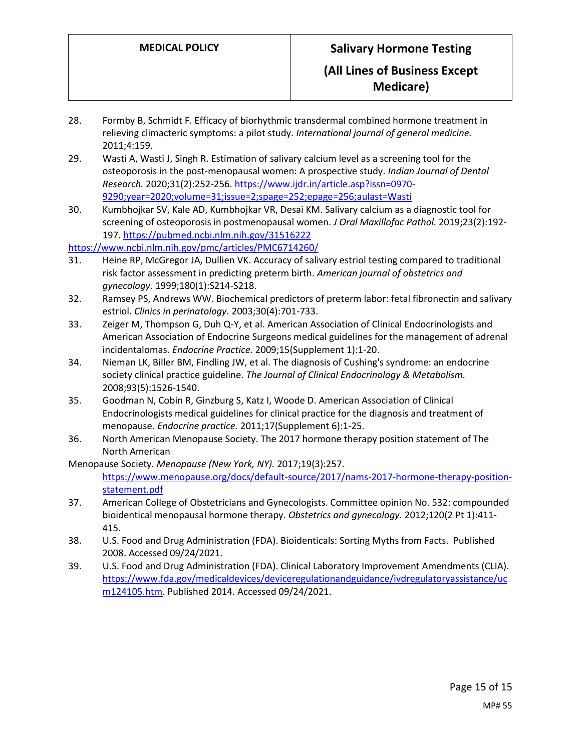28. Formby B, Schmidt F. Efficacy of biorhythmic transdermal combined hormone treatment in relieving climacteric symptoms: a pilot study. *International journal of general medicine.* 2011;4:159.
29. Wasti A, Wasti J, Singh R. Estimation of salivary calcium level as a screening tool for the osteoporosis in the post-menopausal women: A prospective study. *Indian Journal of Dental Research.* 2020;31(2):252-256. https://www.ijdr.in/article.asp?issn=0970-9290;year=2020;volume=31;issue=2;spage=252;epage=256;aulast=Wasti
30. Kumbhojkar SV, Kale AD, Kumbhojkar VR, Desai KM. Salivary calcium as a diagnostic tool for screening of osteoporosis in postmenopausal women. *J Oral Maxillofac Pathol.* 2019;23(2):192-197. https://pubmed.ncbi.nlm.nih.gov/31516222 https://www.ncbi.nlm.nih.gov/pmc/articles/PMC6714260/
31. Heine RP, McGregor JA, Dullien VK. Accuracy of salivary estriol testing compared to traditional risk factor assessment in predicting preterm birth. *American journal of obstetrics and gynecology.* 1999;180(1):S214-S218.
32. Ramsey PS, Andrews WW. Biochemical predictors of preterm labor: fetal fibronectin and salivary estriol. *Clinics in perinatology.* 2003;30(4):701-733.
33. Zeiger M, Thompson G, Duh Q-Y, et al. American Association of Clinical Endocrinologists and American Association of Endocrine Surgeons medical guidelines for the management of adrenal incidentalomas. *Endocrine Practice.* 2009;15(Supplement 1):1-20.
34. Nieman LK, Biller BM, Findling JW, et al. The diagnosis of Cushing's syndrome: an endocrine society clinical practice guideline. *The Journal of Clinical Endocrinology & Metabolism.* 2008;93(5):1526-1540.
35. Goodman N, Cobin R, Ginzburg S, Katz I, Woode D. American Association of Clinical Endocrinologists medical guidelines for clinical practice for the diagnosis and treatment of menopause. *Endocrine practice.* 2011;17(Supplement 6):1-25.
36. North American Menopause Society. The 2017 hormone therapy position statement of The North American Menopause Society. *Menopause (New York, NY).* 2017;19(3):257. https://www.menopause.org/docs/default-source/2017/nams-2017-hormone-therapy-position-statement.pdf
37. American College of Obstetricians and Gynecologists. Committee opinion No. 532: compounded bioidentical menopausal hormone therapy. *Obstetrics and gynecology.* 2012;120(2 Pt 1):411-415.
38. U.S. Food and Drug Administration (FDA). Bioidenticals: Sorting Myths from Facts. Published 2008. Accessed 09/24/2021.
39. U.S. Food and Drug Administration (FDA). Clinical Laboratory Improvement Amendments (CLIA). https://www.fda.gov/medicaldevices/deviceregulationandguidance/ivdregulatoryassistance/ucm124105.htm. Published 2014. Accessed 09/24/2021.

MP# 55